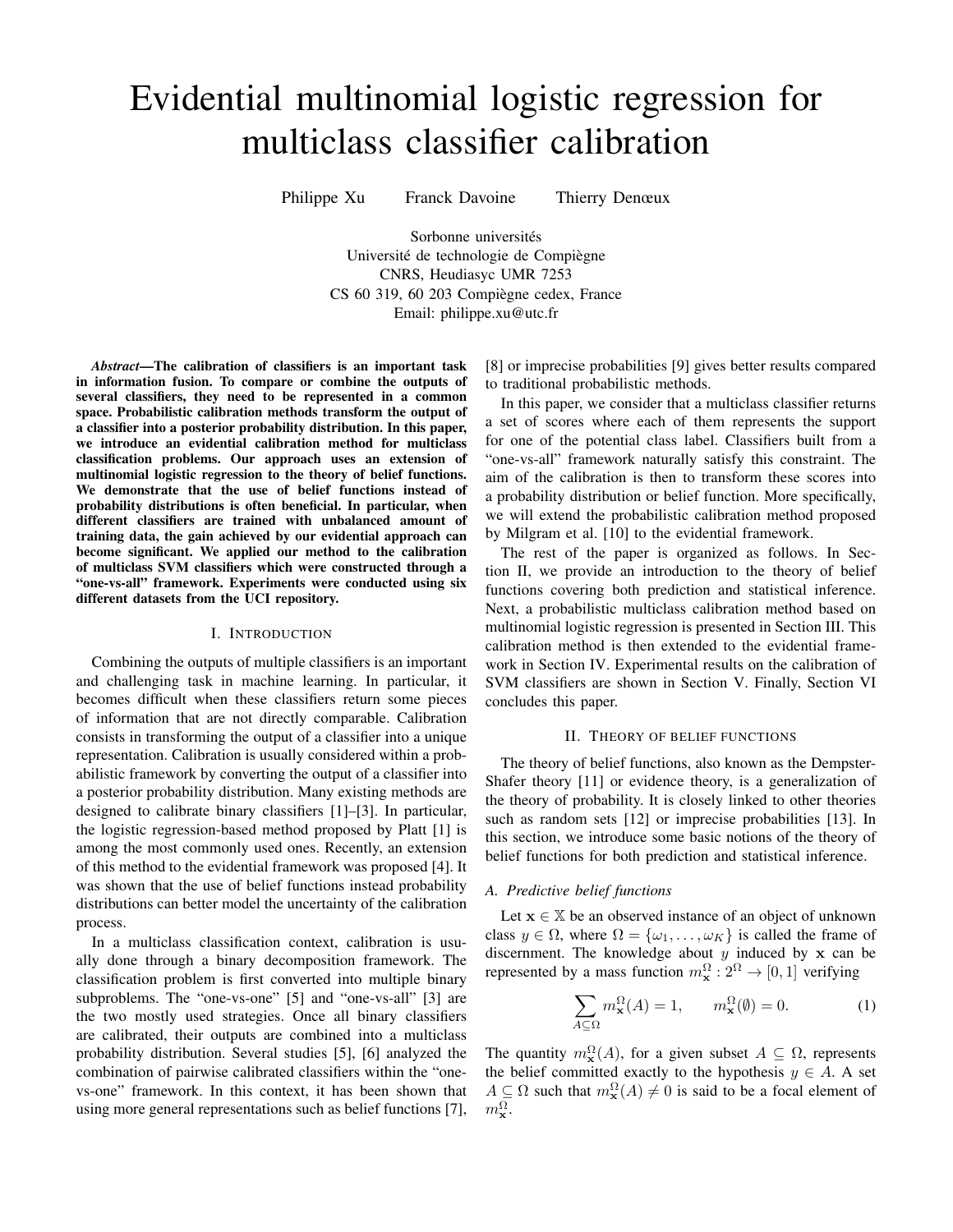# Evidential multinomial logistic regression for multiclass classifier calibration

Philippe Xu   Franck Davoine   Thierry Denœux

Sorbonne universités
Université de technologie de Compiègne
CNRS, Heudiasyc UMR 7253
CS 60 319, 60 203 Compiègne cedex, France
Email: philippe.xu@utc.fr

***Abstract*—The calibration of classifiers is an important task in information fusion. To compare or combine the outputs of several classifiers, they need to be represented in a common space. Probabilistic calibration methods transform the output of a classifier into a posterior probability distribution. In this paper, we introduce an evidential calibration method for multiclass classification problems. Our approach uses an extension of multinomial logistic regression to the theory of belief functions. We demonstrate that the use of belief functions instead of probability distributions is often beneficial. In particular, when different classifiers are trained with unbalanced amount of training data, the gain achieved by our evidential approach can become significant. We applied our method to the calibration of multiclass SVM classifiers which were constructed through a "one-vs-all" framework. Experiments were conducted using six different datasets from the UCI repository.**

## I. Introduction

Combining the outputs of multiple classifiers is an important and challenging task in machine learning. In particular, it becomes difficult when these classifiers return some pieces of information that are not directly comparable. Calibration consists in transforming the output of a classifier into a unique representation. Calibration is usually considered within a probabilistic framework by converting the output of a classifier into a posterior probability distribution. Many existing methods are designed to calibrate binary classifiers [1]–[3]. In particular, the logistic regression-based method proposed by Platt [1] is among the most commonly used ones. Recently, an extension of this method to the evidential framework was proposed [4]. It was shown that the use of belief functions instead probability distributions can better model the uncertainty of the calibration process.

In a multiclass classification context, calibration is usually done through a binary decomposition framework. The classification problem is first converted into multiple binary subproblems. The "one-vs-one" [5] and "one-vs-all" [3] are the two mostly used strategies. Once all binary classifiers are calibrated, their outputs are combined into a multiclass probability distribution. Several studies [5], [6] analyzed the combination of pairwise calibrated classifiers within the "one-vs-one" framework. In this context, it has been shown that using more general representations such as belief functions [7], [8] or imprecise probabilities [9] gives better results compared to traditional probabilistic methods.

In this paper, we consider that a multiclass classifier returns a set of scores where each of them represents the support for one of the potential class label. Classifiers built from a "one-vs-all" framework naturally satisfy this constraint. The aim of the calibration is then to transform these scores into a probability distribution or belief function. More specifically, we will extend the probabilistic calibration method proposed by Milgram et al. [10] to the evidential framework.

The rest of the paper is organized as follows. In Section II, we provide an introduction to the theory of belief functions covering both prediction and statistical inference. Next, a probabilistic multiclass calibration method based on multinomial logistic regression is presented in Section III. This calibration method is then extended to the evidential framework in Section IV. Experimental results on the calibration of SVM classifiers are shown in Section V. Finally, Section VI concludes this paper.

## II. Theory of belief functions

The theory of belief functions, also known as the Dempster-Shafer theory [11] or evidence theory, is a generalization of the theory of probability. It is closely linked to other theories such as random sets [12] or imprecise probabilities [13]. In this section, we introduce some basic notions of the theory of belief functions for both prediction and statistical inference.

### A. Predictive belief functions

Let $\mathbf{x} \in \mathbb{X}$ be an observed instance of an object of unknown class $y \in \Omega$, where $\Omega = \{\omega_1, \dots, \omega_K\}$ is called the frame of discernment. The knowledge about $y$ induced by $\mathbf{x}$ can be represented by a mass function $m_{\mathbf{x}}^{\Omega} : 2^{\Omega} \to [0, 1]$ verifying

$$\sum_{A \subseteq \Omega} m_{\mathbf{x}}^{\Omega}(A) = 1, \qquad m_{\mathbf{x}}^{\Omega}(\emptyset) = 0. \tag{1}$$

The quantity $m_{\mathbf{x}}^{\Omega}(A)$, for a given subset $A \subseteq \Omega$, represents the belief committed exactly to the hypothesis $y \in A$. A set $A \subseteq \Omega$ such that $m_{\mathbf{x}}^{\Omega}(A) \neq 0$ is said to be a focal element of $m_{\mathbf{x}}^{\Omega}$.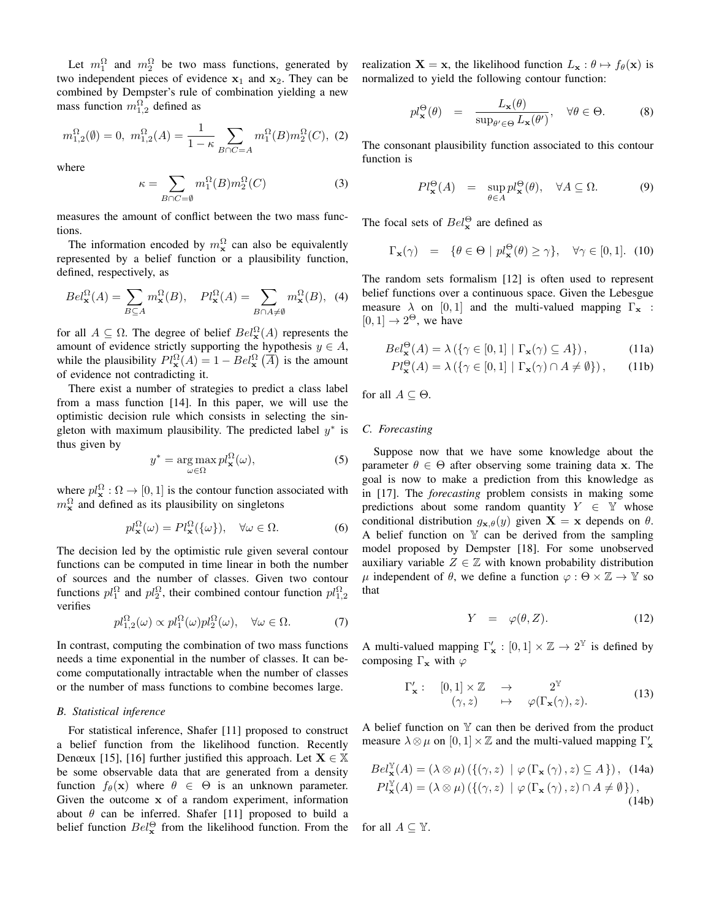Let $m_1^\Omega$ and $m_2^\Omega$ be two mass functions, generated by two independent pieces of evidence $\mathbf{x}_1$ and $\mathbf{x}_2$. They can be combined by Dempster's rule of combination yielding a new mass function $m_{1,2}^\Omega$ defined as

$$m_{1,2}^\Omega(\emptyset) = 0,\ m_{1,2}^\Omega(A) = \frac{1}{1-\kappa} \sum_{B \cap C = A} m_1^\Omega(B) m_2^\Omega(C), \quad (2)$$

where

$$\kappa = \sum_{B \cap C = \emptyset} m_1^\Omega(B) m_2^\Omega(C) \quad (3)$$

measures the amount of conflict between the two mass functions.

The information encoded by $m_\mathbf{x}^\Omega$ can also be equivalently represented by a belief function or a plausibility function, defined, respectively, as

$$Bel_\mathbf{x}^\Omega(A) = \sum_{B \subseteq A} m_\mathbf{x}^\Omega(B), \quad Pl_\mathbf{x}^\Omega(A) = \sum_{B \cap A \neq \emptyset} m_\mathbf{x}^\Omega(B), \quad (4)$$

for all $A \subseteq \Omega$. The degree of belief $Bel_\mathbf{x}^\Omega(A)$ represents the amount of evidence strictly supporting the hypothesis $y \in A$, while the plausibility $Pl_\mathbf{x}^\Omega(A) = 1 - Bel_\mathbf{x}^\Omega\left(\overline{A}\right)$ is the amount of evidence not contradicting it.

There exist a number of strategies to predict a class label from a mass function [14]. In this paper, we will use the optimistic decision rule which consists in selecting the singleton with maximum plausibility. The predicted label $y^*$ is thus given by

$$y^* = \arg\max_{\omega \in \Omega} pl_\mathbf{x}^\Omega(\omega), \quad (5)$$

where $pl_\mathbf{x}^\Omega : \Omega \to [0,1]$ is the contour function associated with $m_\mathbf{x}^\Omega$ and defined as its plausibility on singletons

$$pl_\mathbf{x}^\Omega(\omega) = Pl_\mathbf{x}^\Omega(\{\omega\}), \quad \forall \omega \in \Omega. \quad (6)$$

The decision led by the optimistic rule given several contour functions can be computed in time linear in both the number of sources and the number of classes. Given two contour functions $pl_1^\Omega$ and $pl_2^\Omega$, their combined contour function $pl_{1,2}^\Omega$ verifies

$$pl_{1,2}^\Omega(\omega) \propto pl_1^\Omega(\omega) pl_2^\Omega(\omega), \quad \forall \omega \in \Omega. \quad (7)$$

In contrast, computing the combination of two mass functions needs a time exponential in the number of classes. It can become computationally intractable when the number of classes or the number of mass functions to combine becomes large.

### B. Statistical inference

For statistical inference, Shafer [11] proposed to construct a belief function from the likelihood function. Recently Denœux [15], [16] further justified this approach. Let $\mathbf{X} \in \mathbb{X}$ be some observable data that are generated from a density function $f_\theta(\mathbf{x})$ where $\theta \in \Theta$ is an unknown parameter. Given the outcome $\mathbf{x}$ of a random experiment, information about $\theta$ can be inferred. Shafer [11] proposed to build a belief function $Bel_\mathbf{x}^\Theta$ from the likelihood function. From the realization $\mathbf{X} = \mathbf{x}$, the likelihood function $L_\mathbf{x} : \theta \mapsto f_\theta(\mathbf{x})$ is normalized to yield the following contour function:

$$pl_\mathbf{x}^\Theta(\theta) = \frac{L_\mathbf{x}(\theta)}{\sup_{\theta' \in \Theta} L_\mathbf{x}(\theta')}, \quad \forall \theta \in \Theta. \quad (8)$$

The consonant plausibility function associated to this contour function is

$$Pl_\mathbf{x}^\Theta(A) = \sup_{\theta \in A} pl_\mathbf{x}^\Theta(\theta), \quad \forall A \subseteq \Omega. \quad (9)$$

The focal sets of $Bel_\mathbf{x}^\Theta$ are defined as

$$\Gamma_\mathbf{x}(\gamma) = \{\theta \in \Theta \mid pl_\mathbf{x}^\Theta(\theta) \geq \gamma\}, \quad \forall \gamma \in [0,1]. \quad (10)$$

The random sets formalism [12] is often used to represent belief functions over a continuous space. Given the Lebesgue measure $\lambda$ on $[0,1]$ and the multi-valued mapping $\Gamma_\mathbf{x} : [0,1] \to 2^\Theta$, we have

$$Bel_\mathbf{x}^\Theta(A) = \lambda\left(\{\gamma \in [0,1] \mid \Gamma_\mathbf{x}(\gamma) \subseteq A\}\right), \quad (11a)$$

$$Pl_\mathbf{x}^\Theta(A) = \lambda\left(\{\gamma \in [0,1] \mid \Gamma_\mathbf{x}(\gamma) \cap A \neq \emptyset\}\right), \quad (11b)$$

for all $A \subseteq \Theta$.

### C. Forecasting

Suppose now that we have some knowledge about the parameter $\theta \in \Theta$ after observing some training data $\mathbf{x}$. The goal is now to make a prediction from this knowledge as in [17]. The *forecasting* problem consists in making some predictions about some random quantity $Y \in \mathbb{Y}$ whose conditional distribution $g_{\mathbf{x},\theta}(y)$ given $\mathbf{X} = \mathbf{x}$ depends on $\theta$. A belief function on $\mathbb{Y}$ can be derived from the sampling model proposed by Dempster [18]. For some unobserved auxiliary variable $Z \in \mathbb{Z}$ with known probability distribution $\mu$ independent of $\theta$, we define a function $\varphi : \Theta \times \mathbb{Z} \to \mathbb{Y}$ so that

$$Y = \varphi(\theta, Z). \quad (12)$$

A multi-valued mapping $\Gamma'_\mathbf{x} : [0,1] \times \mathbb{Z} \to 2^\mathbb{Y}$ is defined by composing $\Gamma_\mathbf{x}$ with $\varphi$

$$\begin{array}{rccc} \Gamma'_\mathbf{x} : & [0,1] \times \mathbb{Z} & \to & 2^\mathbb{Y} \\ & (\gamma, z) & \mapsto & \varphi(\Gamma_\mathbf{x}(\gamma), z). \end{array} \quad (13)$$

A belief function on $\mathbb{Y}$ can then be derived from the product measure $\lambda \otimes \mu$ on $[0,1] \times \mathbb{Z}$ and the multi-valued mapping $\Gamma'_\mathbf{x}$

$$Bel_\mathbf{x}^\mathbb{Y}(A) = (\lambda \otimes \mu)\left(\{(\gamma, z) \mid \varphi\left(\Gamma_\mathbf{x}(\gamma), z\right) \subseteq A\}\right), \quad (14a)$$

$$Pl_\mathbf{x}^\mathbb{Y}(A) = (\lambda \otimes \mu)\left(\{(\gamma, z) \mid \varphi\left(\Gamma_\mathbf{x}(\gamma), z\right) \cap A \neq \emptyset\}\right), \quad (14b)$$

for all $A \subseteq \mathbb{Y}$.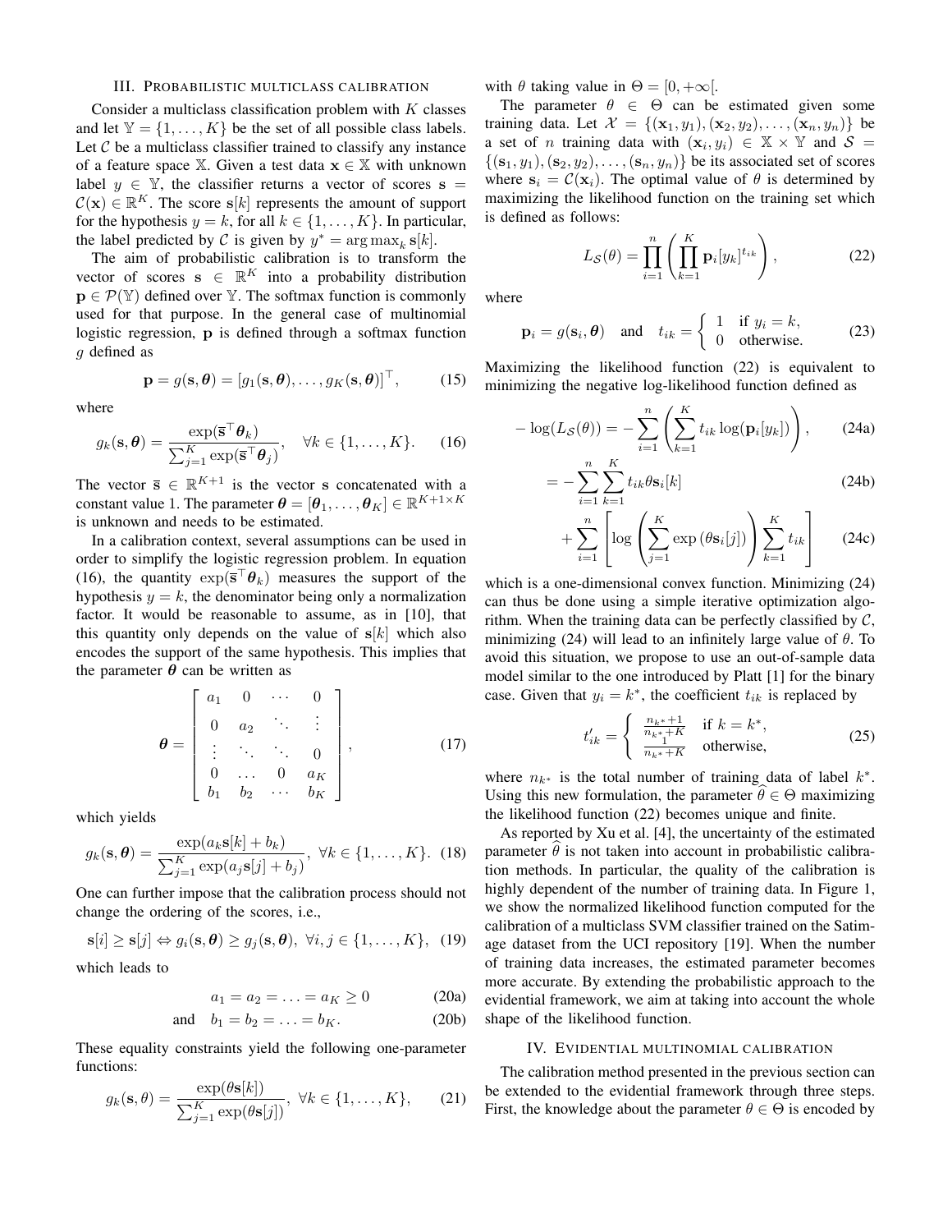## III. Probabilistic multiclass calibration

Consider a multiclass classification problem with $K$ classes and let $\mathbb{Y} = \{1, \ldots, K\}$ be the set of all possible class labels. Let $\mathcal{C}$ be a multiclass classifier trained to classify any instance of feature space $\mathbb{X}$. Given a test data $\mathbf{x} \in \mathbb{X}$ with unknown label $y \in \mathbb{Y}$, the classifier returns a vector of scores $\mathbf{s} = \mathcal{C}(\mathbf{x}) \in \mathbb{R}^K$. The score $\mathbf{s}[k]$ represents the amount of support for the hypothesis $y = k$, for all $k \in \{1, \ldots, K\}$. In particular, the label predicted by $\mathcal{C}$ is given by $y^* = \arg\max_k \mathbf{s}[k]$.

The aim of probabilistic calibration is to transform the vector of scores $\mathbf{s} \in \mathbb{R}^K$ into a probability distribution $\mathbf{p} \in \mathcal{P}(\mathbb{Y})$ defined over $\mathbb{Y}$. The softmax function is commonly used for that purpose. In the general case of multinomial logistic regression, $\mathbf{p}$ is defined through a softmax function $g$ defined as

$$\mathbf{p} = g(\mathbf{s}, \boldsymbol{\theta}) = [g_1(\mathbf{s}, \boldsymbol{\theta}), \ldots, g_K(\mathbf{s}, \boldsymbol{\theta})]^\top, \tag{15}$$

where

$$g_k(\mathbf{s}, \boldsymbol{\theta}) = \frac{\exp(\overline{\mathbf{s}}^\top \boldsymbol{\theta}_k)}{\sum_{j=1}^K \exp(\overline{\mathbf{s}}^\top \boldsymbol{\theta}_j)}, \quad \forall k \in \{1, \ldots, K\}. \tag{16}$$

The vector $\overline{\mathbf{s}} \in \mathbb{R}^{K+1}$ is the vector $\mathbf{s}$ concatenated with a constant value 1. The parameter $\boldsymbol{\theta} = [\boldsymbol{\theta}_1, \ldots, \boldsymbol{\theta}_K] \in \mathbb{R}^{K+1 \times K}$ is unknown and needs to be estimated.

In a calibration context, several assumptions can be used in order to simplify the logistic regression problem. In equation (16), the quantity $\exp(\overline{\mathbf{s}}^\top \boldsymbol{\theta}_k)$ measures the support of the hypothesis $y = k$, the denominator being only a normalization factor. It would be reasonable to assume, as in [10], that this quantity only depends on the value of $\mathbf{s}[k]$ which also encodes the support of the same hypothesis. This implies that the parameter $\boldsymbol{\theta}$ can be written as

$$\boldsymbol{\theta} = \begin{bmatrix} a_1 & 0 & \cdots & 0 \\ 0 & a_2 & \ddots & \vdots \\ \vdots & \ddots & \ddots & 0 \\ 0 & \ldots & 0 & a_K \\ b_1 & b_2 & \cdots & b_K \end{bmatrix}, \tag{17}$$

which yields

$$g_k(\mathbf{s}, \boldsymbol{\theta}) = \frac{\exp(a_k \mathbf{s}[k] + b_k)}{\sum_{j=1}^K \exp(a_j \mathbf{s}[j] + b_j)}, \ \forall k \in \{1, \ldots, K\}. \tag{18}$$

One can further impose that the calibration process should not change the ordering of the scores, i.e.,

$$\mathbf{s}[i] \geq \mathbf{s}[j] \Leftrightarrow g_i(\mathbf{s}, \boldsymbol{\theta}) \geq g_j(\mathbf{s}, \boldsymbol{\theta}), \ \forall i, j \in \{1, \ldots, K\}, \tag{19}$$

which leads to

$$a_1 = a_2 = \ldots = a_K \geq 0 \tag{20a}$$

$$\text{and} \quad b_1 = b_2 = \ldots = b_K. \tag{20b}$$

These equality constraints yield the following one-parameter functions:

$$g_k(\mathbf{s}, \theta) = \frac{\exp(\theta \mathbf{s}[k])}{\sum_{j=1}^K \exp(\theta \mathbf{s}[j])}, \ \forall k \in \{1, \ldots, K\}, \tag{21}$$

with $\theta$ taking value in $\Theta = [0, +\infty[$.

The parameter $\theta \in \Theta$ can be estimated given some training data. Let $\mathcal{X} = \{(\mathbf{x}_1, y_1), (\mathbf{x}_2, y_2), \ldots, (\mathbf{x}_n, y_n)\}$ be a set of $n$ training data with $(\mathbf{x}_i, y_i) \in \mathbb{X} \times \mathbb{Y}$ and $\mathcal{S} = \{(\mathbf{s}_1, y_1), (\mathbf{s}_2, y_2), \ldots, (\mathbf{s}_n, y_n)\}$ be its associated set of scores where $\mathbf{s}_i = \mathcal{C}(\mathbf{x}_i)$. The optimal value of $\theta$ is determined by maximizing the likelihood function on the training set which is defined as follows:

$$L_{\mathcal{S}}(\theta) = \prod_{i=1}^n \left( \prod_{k=1}^K \mathbf{p}_i[y_k]^{t_{ik}} \right), \tag{22}$$

where

$$\mathbf{p}_i = g(\mathbf{s}_i, \boldsymbol{\theta}) \quad \text{and} \quad t_{ik} = \begin{cases} 1 & \text{if } y_i = k, \\ 0 & \text{otherwise.} \end{cases} \tag{23}$$

Maximizing the likelihood function (22) is equivalent to minimizing the negative log-likelihood function defined as

$$-\log(L_{\mathcal{S}}(\theta)) = -\sum_{i=1}^n \left( \sum_{k=1}^K t_{ik} \log(\mathbf{p}_i[y_k]) \right), \tag{24a}$$

$$= -\sum_{i=1}^n \sum_{k=1}^K t_{ik} \theta \mathbf{s}_i[k] \tag{24b}$$

$$+ \sum_{i=1}^n \left[ \log \left( \sum_{j=1}^K \exp(\theta \mathbf{s}_i[j]) \right) \sum_{k=1}^K t_{ik} \right] \tag{24c}$$

which is a one-dimensional convex function. Minimizing (24) can thus be done using a simple iterative optimization algorithm. When the training data can be perfectly classified by $\mathcal{C}$, minimizing (24) will lead to an infinitely large value of $\theta$. To avoid this situation, we propose to use an out-of-sample data model similar to the one introduced by Platt [1] for the binary case. Given that $y_i = k^*$, the coefficient $t_{ik}$ is replaced by

$$t'_{ik} = \begin{cases} \frac{n_{k^*}+1}{n_{k^*}+K} & \text{if } k = k^*, \\ \frac{1}{n_{k^*}+K} & \text{otherwise,} \end{cases} \tag{25}$$

where $n_{k^*}$ is the total number of training data of label $k^*$. Using this new formulation, the parameter $\widehat{\theta} \in \Theta$ maximizing the likelihood function (22) becomes unique and finite.

As reported by Xu et al. [4], the uncertainty of the estimated parameter $\widehat{\theta}$ is not taken into account in probabilistic calibration methods. In particular, the quality of the calibration is highly dependent of the number of training data. In Figure 1, we show the normalized likelihood function computed for the calibration of a multiclass SVM classifier trained on the Satimage dataset from the UCI repository [19]. When the number of training data increases, the estimated parameter becomes more accurate. By extending the probabilistic approach to the evidential framework, we aim at taking into account the whole shape of the likelihood function.

## IV. Evidential multinomial calibration

The calibration method presented in the previous section can be extended to the evidential framework through three steps. First, the knowledge about the parameter $\theta \in \Theta$ is encoded by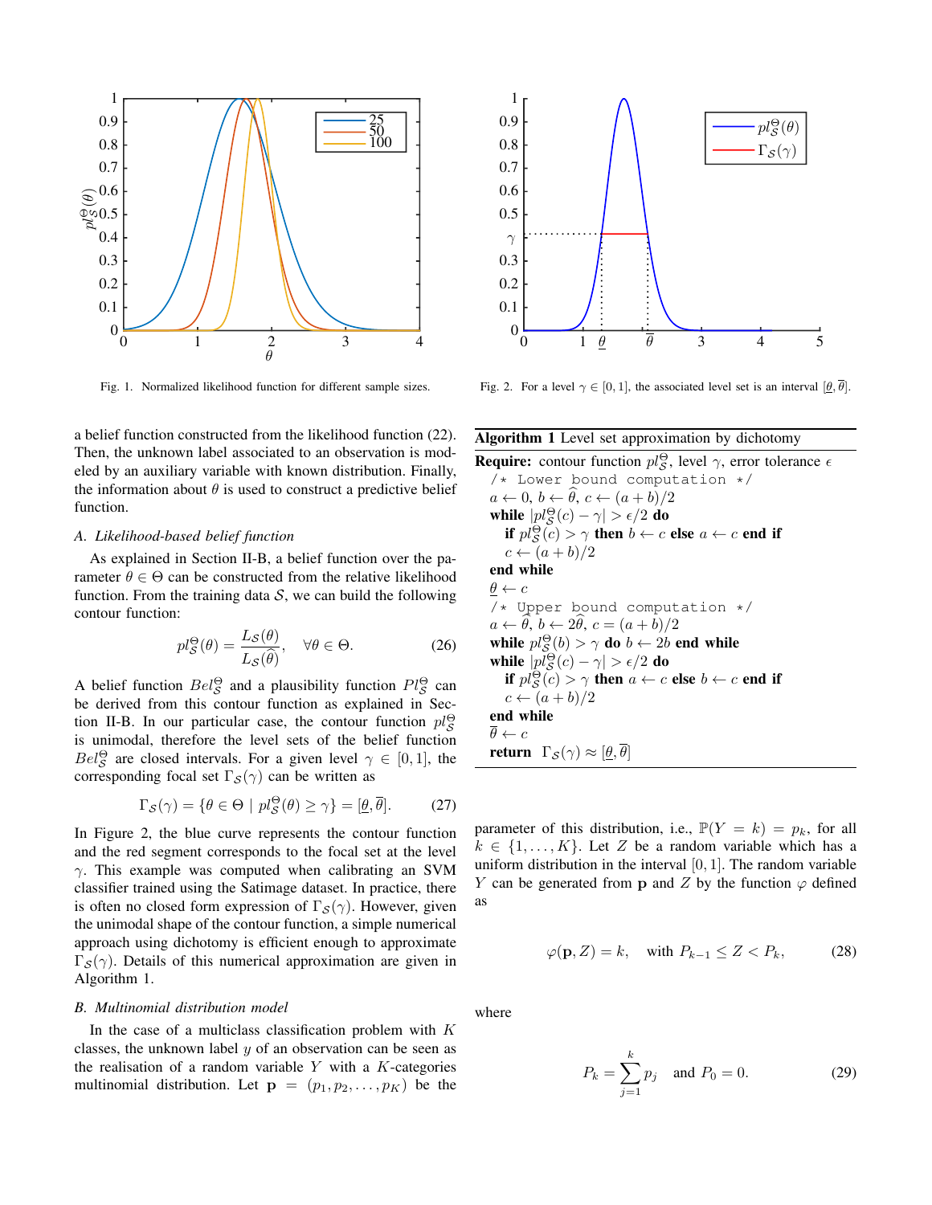Fig. 1. Normalized likelihood function for different sample sizes.

Fig. 2. For a level $\gamma \in [0,1]$, the associated level set is an interval $[\underline{\theta}, \overline{\theta}]$.

a belief function constructed from the likelihood function (22). Then, the unknown label associated to an observation is modeled by an auxiliary variable with known distribution. Finally, the information about $\theta$ is used to construct a predictive belief function.

### A. Likelihood-based belief function

As explained in Section II-B, a belief function over the parameter $\theta \in \Theta$ can be constructed from the relative likelihood function. From the training data $\mathcal{S}$, we can build the following contour function:

$$pl_{\mathcal{S}}^{\Theta}(\theta) = \frac{L_{\mathcal{S}}(\theta)}{L_{\mathcal{S}}(\widehat{\theta})}, \quad \forall \theta \in \Theta. \tag{26}$$

A belief function $Bel_{\mathcal{S}}^{\Theta}$ and a plausibility function $Pl_{\mathcal{S}}^{\Theta}$ can be derived from this contour function as explained in Section II-B. In our particular case, the contour function $pl_{\mathcal{S}}^{\Theta}$ is unimodal, therefore the level sets of the belief function $Bel_{\mathcal{S}}^{\Theta}$ are closed intervals. For a given level $\gamma \in [0,1]$, the corresponding focal set $\Gamma_{\mathcal{S}}(\gamma)$ can be written as

$$\Gamma_{\mathcal{S}}(\gamma) = \{\theta \in \Theta \mid pl_{\mathcal{S}}^{\Theta}(\theta) \geq \gamma\} = [\underline{\theta}, \overline{\theta}]. \tag{27}$$

In Figure 2, the blue curve represents the contour function and the red segment corresponds to the focal set at the level $\gamma$. This example was computed when calibrating an SVM classifier trained using the Satimage dataset. In practice, there is often no closed form expression of $\Gamma_{\mathcal{S}}(\gamma)$. However, given the unimodal shape of the contour function, a simple numerical approach using dichotomy is efficient enough to approximate $\Gamma_{\mathcal{S}}(\gamma)$. Details of this numerical approximation are given in Algorithm 1.

**Algorithm 1** Level set approximation by dichotomy

**Require:** contour function $pl_{\mathcal{S}}^{\Theta}$, level $\gamma$, error tolerance $\epsilon$

```
/* Lower bound computation */
a ← 0, b ← θ̂, c ← (a + b)/2
while |pl(c) − γ| > ε/2 do
    if pl(c) > γ then b ← c else a ← c end if
    c ← (a + b)/2
end while
θ_lower ← c
/* Upper bound computation */
a ← θ̂, b ← 2θ̂, c = (a + b)/2
while pl(b) > γ do b ← 2b end while
while |pl(c) − γ| > ε/2 do
    if pl(c) > γ then a ← c else b ← c end if
    c ← (a + b)/2
end while
θ_upper ← c
return Γ_S(γ) ≈ [θ_lower, θ_upper]
```

### B. Multinomial distribution model

In the case of a multiclass classification problem with $K$ classes, the unknown label $y$ of an observation can be seen as the realisation of a random variable $Y$ with a $K$-categories multinomial distribution. Let $\mathbf{p} = (p_1, p_2, \ldots, p_K)$ be the parameter of this distribution, i.e., $\mathbb{P}(Y = k) = p_k$, for all $k \in \{1, \ldots, K\}$. Let $Z$ be a random variable which has a uniform distribution in the interval $[0,1]$. The random variable $Y$ can be generated from $\mathbf{p}$ and $Z$ by the function $\varphi$ defined as

$$\varphi(\mathbf{p}, Z) = k, \quad \text{with } P_{k-1} \leq Z < P_k, \tag{28}$$

where

$$P_k = \sum_{j=1}^{k} p_j \quad \text{and } P_0 = 0. \tag{29}$$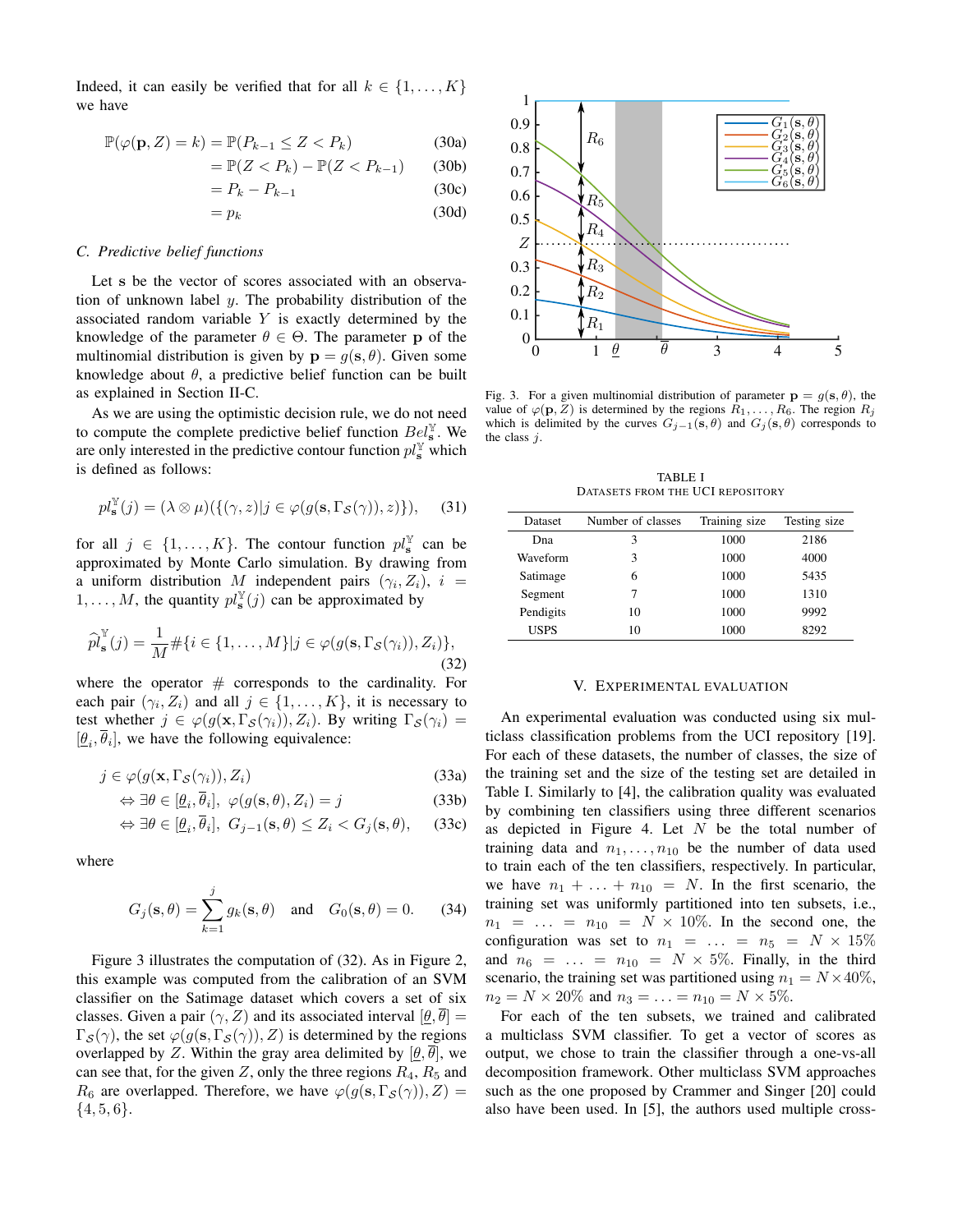Indeed, it can easily be verified that for all $k \in \{1, \ldots, K\}$ we have

$$
\begin{aligned}
\mathbb{P}(\varphi(\mathbf{p}, Z) = k) &= \mathbb{P}(P_{k-1} \le Z < P_k) &\text{(30a)}\\
&= \mathbb{P}(Z < P_k) - \mathbb{P}(Z < P_{k-1}) &\text{(30b)}\\
&= P_k - P_{k-1} &\text{(30c)}\\
&= p_k &\text{(30d)}
\end{aligned}
$$

### C. Predictive belief functions

Let $\mathbf{s}$ be the vector of scores associated with an observation of unknown label $y$. The probability distribution of the associated random variable $Y$ is exactly determined by the knowledge of the parameter $\theta \in \Theta$. The parameter $\mathbf{p}$ of the multinomial distribution is given by $\mathbf{p} = g(\mathbf{s}, \theta)$. Given some knowledge about $\theta$, a predictive belief function can be built as explained in Section II-C.

As we are using the optimistic decision rule, we do not need to compute the complete predictive belief function $Bel_{\mathbf{s}}^{\mathbb{Y}}$. We are only interested in the predictive contour function $pl_{\mathbf{s}}^{\mathbb{Y}}$ which is defined as follows:

$$
pl_{\mathbf{s}}^{\mathbb{Y}}(j) = (\lambda \otimes \mu)(\{(\gamma, z) | j \in \varphi(g(\mathbf{s}, \Gamma_{\mathcal{S}}(\gamma)), z)\}), \quad (31)
$$

for all $j \in \{1, \ldots, K\}$. The contour function $pl_{\mathbf{s}}^{\mathbb{Y}}$ can be approximated by Monte Carlo simulation. By drawing from a uniform distribution $M$ independent pairs $(\gamma_i, Z_i)$, $i = 1, \ldots, M$, the quantity $pl_{\mathbf{s}}^{\mathbb{Y}}(j)$ can be approximated by

$$
\widehat{pl}_{\mathbf{s}}^{\mathbb{Y}}(j) = \frac{1}{M} \#\{i \in \{1, \ldots, M\} | j \in \varphi(g(\mathbf{s}, \Gamma_{\mathcal{S}}(\gamma_i)), Z_i)\}, \quad (32)
$$

where the operator $\#$ corresponds to the cardinality. For each pair $(\gamma_i, Z_i)$ and all $j \in \{1, \ldots, K\}$, it is necessary to test whether $j \in \varphi(g(\mathbf{x}, \Gamma_{\mathcal{S}}(\gamma_i)), Z_i)$. By writing $\Gamma_{\mathcal{S}}(\gamma_i) = [\underline{\theta}_i, \overline{\theta}_i]$, we have the following equivalence:

$$
\begin{aligned}
& j \in \varphi(g(\mathbf{x}, \Gamma_{\mathcal{S}}(\gamma_i)), Z_i) &\text{(33a)}\\
\Leftrightarrow\ & \exists \theta \in [\underline{\theta}_i, \overline{\theta}_i],\ \varphi(g(\mathbf{s}, \theta), Z_i) = j &\text{(33b)}\\
\Leftrightarrow\ & \exists \theta \in [\underline{\theta}_i, \overline{\theta}_i],\ G_{j-1}(\mathbf{s}, \theta) \le Z_i < G_j(\mathbf{s}, \theta), &\text{(33c)}
\end{aligned}
$$

where

$$
G_j(\mathbf{s}, \theta) = \sum_{k=1}^{j} g_k(\mathbf{s}, \theta) \quad \text{and} \quad G_0(\mathbf{s}, \theta) = 0. \quad (34)
$$

Figure 3 illustrates the computation of (32). As in Figure 2, this example was computed from the calibration of an SVM classifier on the Satimage dataset which covers a set of six classes. Given a pair $(\gamma, Z)$ and its associated interval $[\underline{\theta}, \overline{\theta}] = \Gamma_{\mathcal{S}}(\gamma)$, the set $\varphi(g(\mathbf{s}, \Gamma_{\mathcal{S}}(\gamma)), Z)$ is determined by the regions overlapped by $Z$. Within the gray area delimited by $[\underline{\theta}, \overline{\theta}]$, we can see that, for the given $Z$, only the three regions $R_4$, $R_5$ and $R_6$ are overlapped. Therefore, we have $\varphi(g(\mathbf{s}, \Gamma_{\mathcal{S}}(\gamma)), Z) = \{4, 5, 6\}$.

Fig. 3. For a given multinomial distribution of parameter $\mathbf{p} = g(\mathbf{s}, \theta)$, the value of $\varphi(\mathbf{p}, Z)$ is determined by the regions $R_1, \ldots, R_6$. The region $R_j$ which is delimited by the curves $G_{j-1}(\mathbf{s}, \theta)$ and $G_j(\mathbf{s}, \theta)$ corresponds to the class $j$.

TABLE I
DATASETS FROM THE UCI REPOSITORY

| Dataset | Number of classes | Training size | Testing size |
|---|---|---|---|
| Dna | 3 | 1000 | 2186 |
| Waveform | 3 | 1000 | 4000 |
| Satimage | 6 | 1000 | 5435 |
| Segment | 7 | 1000 | 1310 |
| Pendigits | 10 | 1000 | 9992 |
| USPS | 10 | 1000 | 8292 |

## V. EXPERIMENTAL EVALUATION

An experimental evaluation was conducted using six multiclass classification problems from the UCI repository [19]. For each of these datasets, the number of classes, the size of the training set and the size of the testing set are detailed in Table I. Similarly to [4], the calibration quality was evaluated by combining ten classifiers using three different scenarios as depicted in Figure 4. Let $N$ be the total number of training data and $n_1, \ldots, n_{10}$ be the number of data used to train each of the ten classifiers, respectively. In particular, we have $n_1 + \ldots + n_{10} = N$. In the first scenario, the training set was uniformly partitioned into ten subsets, i.e., $n_1 = \ldots = n_{10} = N \times 10\%$. In the second one, the configuration was set to $n_1 = \ldots = n_5 = N \times 15\%$ and $n_6 = \ldots = n_{10} = N \times 5\%$. Finally, in the third scenario, the training set was partitioned using $n_1 = N \times 40\%$, $n_2 = N \times 20\%$ and $n_3 = \ldots = n_{10} = N \times 5\%$.

For each of the ten subsets, we trained and calibrated a multiclass SVM classifier. To get a vector of scores as output, we chose to train the classifier through a one-vs-all decomposition framework. Other multiclass SVM approaches such as the one proposed by Crammer and Singer [20] could also have been used. In [5], the authors used multiple cross-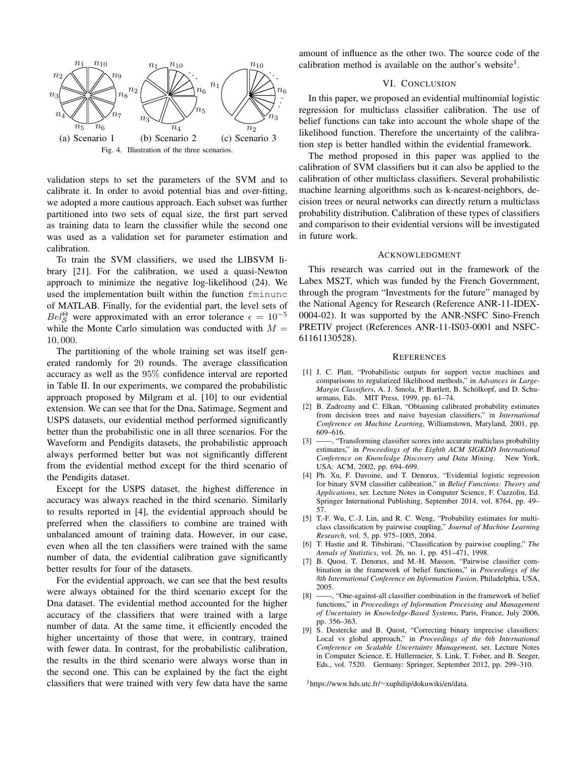(a) Scenario 1 (b) Scenario 2 (c) Scenario 3

Fig. 4. Illustration of the three scenarios.

validation steps to set the parameters of the SVM and to calibrate it. In order to avoid potential bias and over-fitting, we adopted a more cautious approach. Each subset was further partitioned into two sets of equal size, the first part served as training data to learn the classifier while the second one was used as a validation set for parameter estimation and calibration.

To train the SVM classifiers, we used the LIBSVM library [21]. For the calibration, we used a quasi-Newton approach to minimize the negative log-likelihood (24). We used the implementation built within the function `fminunc` of MATLAB. Finally, for the evidential part, the level sets of $Bel_{S}^{\Theta}$ were approximated with an error tolerance $\epsilon = 10^{-5}$ while the Monte Carlo simulation was conducted with $M = 10,000$.

The partitioning of the whole training set was itself generated randomly for 20 rounds. The average classification accuracy as well as the 95% confidence interval are reported in Table II. In our experiments, we compared the probabilistic approach proposed by Milgram et al. [10] to our evidential extension. We can see that for the Dna, Satimage, Segment and USPS datasets, our evidential method performed significantly better than the probabilistic one in all three scenarios. For the Waveform and Pendigits datasets, the probabilistic approach always performed better but was not significantly different from the evidential method except for the third scenario of the Pendigits dataset.

Except for the USPS dataset, the highest difference in accuracy was always reached in the third scenario. Similarly to results reported in [4], the evidential approach should be preferred when the classifiers to combine are trained with unbalanced amount of training data. However, in our case, even when all the ten classifiers were trained with the same number of data, the evidential calibration gave significantly better results for four of the datasets.

For the evidential approach, we can see that the best results were always obtained for the third scenario except for the Dna dataset. The evidential method accounted for the higher accuracy of the classifiers that were trained with a large number of data. At the same time, it efficiently encoded the higher uncertainty of those that were, in contrary, trained with fewer data. In contrast, for the probabilistic calibration, the results in the third scenario were always worse than in the second one. This can be explained by the fact the eight classifiers that were trained with very few data have the same amount of influence as the other two. The source code of the calibration method is available on the author's website[1].

## VI. Conclusion

In this paper, we proposed an evidential multinomial logistic regression for multiclass classifier calibration. The use of belief functions can take into account the whole shape of the likelihood function. Therefore the uncertainty of the calibration step is better handled within the evidential framework.

The method proposed in this paper was applied to the calibration of SVM classifiers but it can also be applied to the calibration of other multiclass classifiers. Several probabilistic machine learning algorithms such as k-nearest-neighbors, decision trees or neural networks can directly return a multiclass probability distribution. Calibration of these types of classifiers and comparison to their evidential versions will be investigated in future work.

## Acknowledgment

This research was carried out in the framework of the Labex MS2T, which was funded by the French Government, through the program "Investments for the future" managed by the National Agency for Research (Reference ANR-11-IDEX-0004-02). It was supported by the ANR-NSFC Sino-French PRETIV project (References ANR-11-IS03-0001 and NSFC-61161130528).

## References

[1] J. C. Platt, "Probabilistic outputs for support vector machines and comparisons to regularized likelihood methods," in *Advances in Large-Margin Classifiers*, A. J. Smola, P. Bartlett, B. Schölkopf, and D. Schuurmans, Eds. MIT Press, 1999, pp. 61–74.

[2] B. Zadrozny and C. Elkan, "Obtaining calibrated probability estimates from decision trees and naive bayesian classifiers," in *International Conference on Machine Learning*, Williamstown, Maryland, 2001, pp. 609–616.

[3] ——, "Transforming classifier scores into accurate multiclass probability estimates," in *Proceedings of the Eighth ACM SIGKDD International Conference on Knowledge Discovery and Data Mining*. New York, USA: ACM, 2002, pp. 694–699.

[4] Ph. Xu, F. Davoine, and T. Denœux, "Evidential logistic regression for binary SVM classifier calibration," in *Belief Functions: Theory and Applications*, ser. Lecture Notes in Computer Science, F. Cuzzolin, Ed. Springer International Publishing, September 2014, vol. 8764, pp. 49–57.

[5] T.-F. Wu, C.-J. Lin, and R. C. Weng, "Probability estimates for multiclass classification by pairwise coupling," *Journal of Machine Learning Research*, vol. 5, pp. 975–1005, 2004.

[6] T. Hastie and R. Tibshirani, "Classification by pairwise coupling," *The Annals of Statistics*, vol. 26, no. 1, pp. 451–471, 1998.

[7] B. Quost, T. Denœux, and M.-H. Masson, "Pairwise classifier combination in the framework of belief functions," in *Proceedings of the 8th International Conference on Information Fusion*, Philadelphia, USA, 2005.

[8] ——, "One-against-all classifier combination in the framework of belief functions," in *Proceedings of Information Processing and Management of Uncertainty in Knowledge-Based Systems*, Paris, France, July 2006, pp. 356–363.

[9] S. Destercke and B. Quost, "Correcting binary imprecise classifiers: Local vs global approach," in *Proceedings of the 6th International Conference on Scalable Uncertainty Management*, ser. Lecture Notes in Computer Science, E. Hüllermeier, S. Link, T. Fober, and B. Seeger, Eds., vol. 7520. Germany: Springer, September 2012, pp. 299–310.

[1] https://www.hds.utc.fr/~xuphilip/dokuwiki/en/data.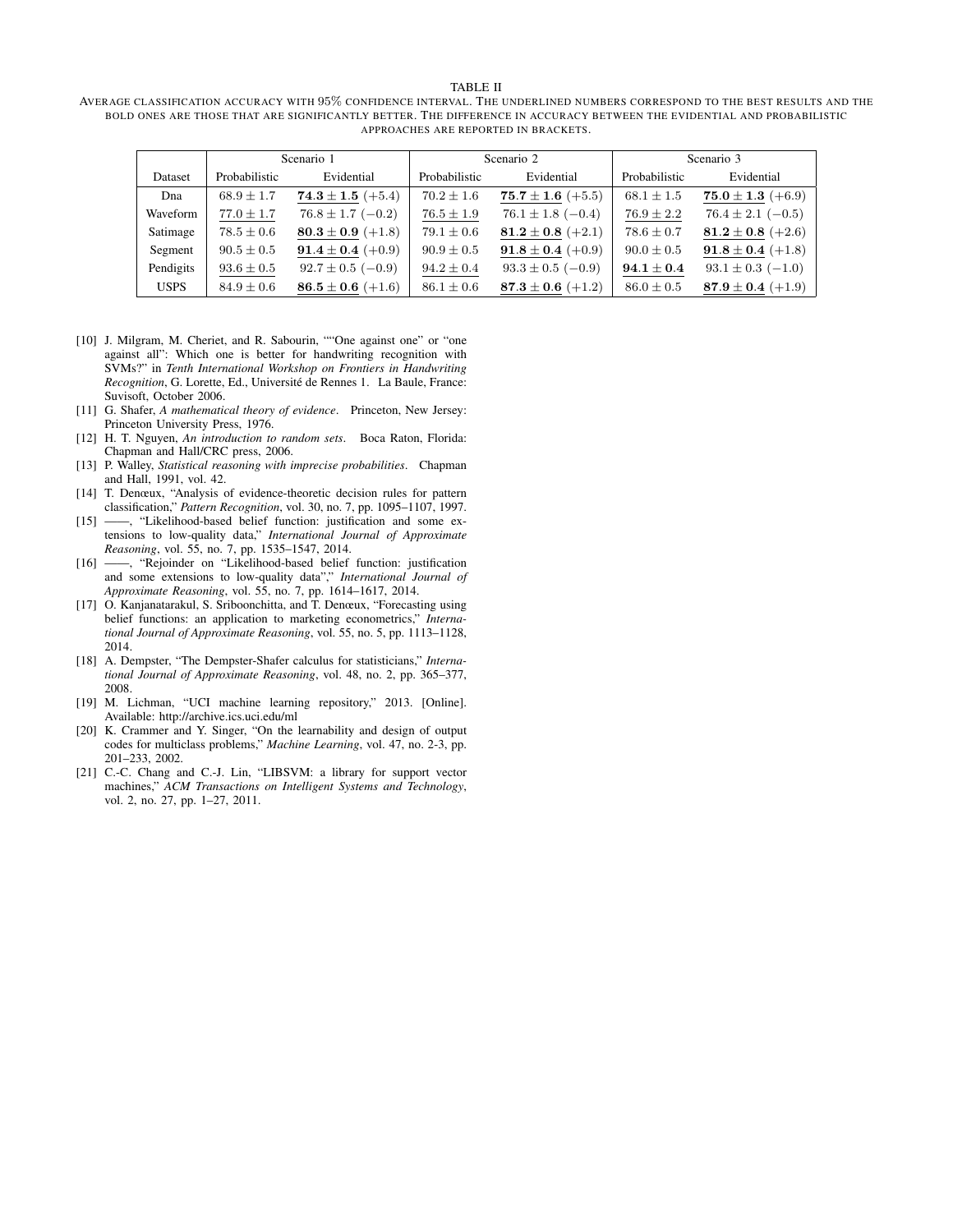TABLE II

AVERAGE CLASSIFICATION ACCURACY WITH 95% CONFIDENCE INTERVAL. THE UNDERLINED NUMBERS CORRESPOND TO THE BEST RESULTS AND THE BOLD ONES ARE THOSE THAT ARE SIGNIFICANTLY BETTER. THE DIFFERENCE IN ACCURACY BETWEEN THE EVIDENTIAL AND PROBABILISTIC APPROACHES ARE REPORTED IN BRACKETS.

| | Scenario 1 | | Scenario 2 | | Scenario 3 | |
|---|---|---|---|---|---|---|
| Dataset | Probabilistic | Evidential | Probabilistic | Evidential | Probabilistic | Evidential |
| Dna | $68.9 \pm 1.7$ | $\underline{\mathbf{74.3 \pm 1.5}}$ $(+5.4)$ | $70.2 \pm 1.6$ | $\underline{\mathbf{75.7 \pm 1.6}}$ $(+5.5)$ | $68.1 \pm 1.5$ | $\underline{\mathbf{75.0 \pm 1.3}}$ $(+6.9)$ |
| Waveform | $\underline{77.0 \pm 1.7}$ | $76.8 \pm 1.7$ $(-0.2)$ | $\underline{76.5 \pm 1.9}$ | $76.1 \pm 1.8$ $(-0.4)$ | $\underline{76.9 \pm 2.2}$ | $76.4 \pm 2.1$ $(-0.5)$ |
| Satimage | $78.5 \pm 0.6$ | $\underline{\mathbf{80.3 \pm 0.9}}$ $(+1.8)$ | $79.1 \pm 0.6$ | $\underline{\mathbf{81.2 \pm 0.8}}$ $(+2.1)$ | $78.6 \pm 0.7$ | $\underline{\mathbf{81.2 \pm 0.8}}$ $(+2.6)$ |
| Segment | $90.5 \pm 0.5$ | $\underline{\mathbf{91.4 \pm 0.4}}$ $(+0.9)$ | $90.9 \pm 0.5$ | $\underline{\mathbf{91.8 \pm 0.4}}$ $(+0.9)$ | $90.0 \pm 0.5$ | $\underline{\mathbf{91.8 \pm 0.4}}$ $(+1.8)$ |
| Pendigits | $\underline{93.6 \pm 0.5}$ | $92.7 \pm 0.5$ $(-0.9)$ | $\underline{94.2 \pm 0.4}$ | $93.3 \pm 0.5$ $(-0.9)$ | $\underline{\mathbf{94.1 \pm 0.4}}$ | $93.1 \pm 0.3$ $(-1.0)$ |
| USPS | $84.9 \pm 0.6$ | $\underline{\mathbf{86.5 \pm 0.6}}$ $(+1.6)$ | $86.1 \pm 0.6$ | $\underline{\mathbf{87.3 \pm 0.6}}$ $(+1.2)$ | $86.0 \pm 0.5$ | $\underline{\mathbf{87.9 \pm 0.4}}$ $(+1.9)$ |

[10] J. Milgram, M. Cheriet, and R. Sabourin, ""One against one" or "one against all": Which one is better for handwriting recognition with SVMs?" in *Tenth International Workshop on Frontiers in Handwriting Recognition*, G. Lorette, Ed., Université de Rennes 1. La Baule, France: Suvisoft, October 2006.

[11] G. Shafer, *A mathematical theory of evidence*. Princeton, New Jersey: Princeton University Press, 1976.

[12] H. T. Nguyen, *An introduction to random sets*. Boca Raton, Florida: Chapman and Hall/CRC press, 2006.

[13] P. Walley, *Statistical reasoning with imprecise probabilities*. Chapman and Hall, 1991, vol. 42.

[14] T. Denœux, "Analysis of evidence-theoretic decision rules for pattern classification," *Pattern Recognition*, vol. 30, no. 7, pp. 1095–1107, 1997.

[15] ——, "Likelihood-based belief function: justification and some extensions to low-quality data," *International Journal of Approximate Reasoning*, vol. 55, no. 7, pp. 1535–1547, 2014.

[16] ——, "Rejoinder on "Likelihood-based belief function: justification and some extensions to low-quality data"," *International Journal of Approximate Reasoning*, vol. 55, no. 7, pp. 1614–1617, 2014.

[17] O. Kanjanatarakul, S. Sriboonchitta, and T. Denœux, "Forecasting using belief functions: an application to marketing econometrics," *International Journal of Approximate Reasoning*, vol. 55, no. 5, pp. 1113–1128, 2014.

[18] A. Dempster, "The Dempster-Shafer calculus for statisticians," *International Journal of Approximate Reasoning*, vol. 48, no. 2, pp. 365–377, 2008.

[19] M. Lichman, "UCI machine learning repository," 2013. [Online]. Available: http://archive.ics.uci.edu/ml

[20] K. Crammer and Y. Singer, "On the learnability and design of output codes for multiclass problems," *Machine Learning*, vol. 47, no. 2-3, pp. 201–233, 2002.

[21] C.-C. Chang and C.-J. Lin, "LIBSVM: a library for support vector machines," *ACM Transactions on Intelligent Systems and Technology*, vol. 2, no. 27, pp. 1–27, 2011.